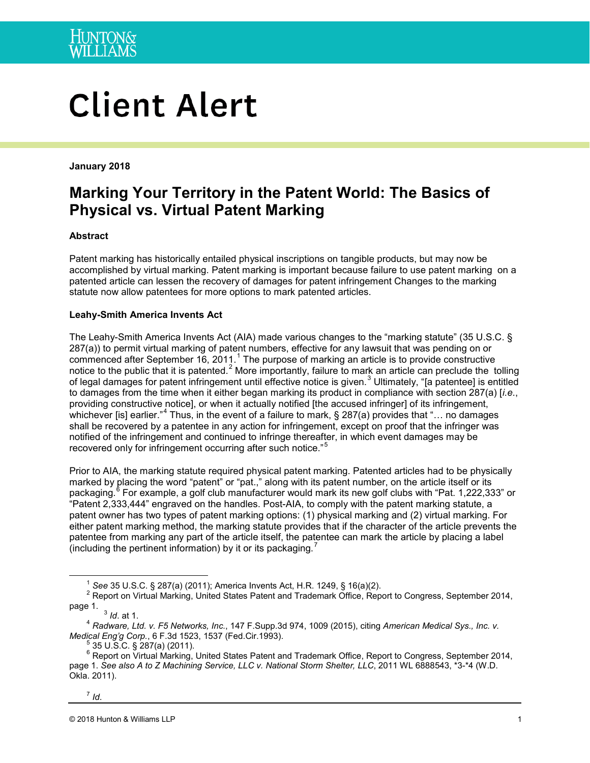HUNTON& WILLIAMS

# Client Alert

**January 2018**

## Marking Your Territory in the Patent World: The Basics of Physical vs. Virtual Patent Marking

**Abstract**

Patent marking has historically entailed physical inscriptions on tangible products, but may now be accomplished by virtual marking. Patent marking is important because failure to use patent marking on a patented article can lessen the recovery of damages for patent infringement Changes to the marking statute now allow patentees for more options to mark patented articles.

**Leahy-Smith America Invents Act**

The Leahy-Smith America Invents Act (AIA) made various changes to the "marking statute" (35 U.S.C. § 287(a)) to permit virtual marking of patent numbers, effective for any lawsuit that was pending on or commenced after September 16, 2011.[1] The purpose of marking an article is to provide constructive notice to the public that it is patented.[2] More importantly, failure to mark an article can preclude the tolling of legal damages for patent infringement until effective notice is given.[3] Ultimately, "[a patentee] is entitled to damages from the time when it either began marking its product in compliance with section 287(a) [*i.e.*, providing constructive notice], or when it actually notified [the accused infringer] of its infringement, whichever [is] earlier."[4] Thus, in the event of a failure to mark, § 287(a) provides that "… no damages shall be recovered by a patentee in any action for infringement, except on proof that the infringer was notified of the infringement and continued to infringe thereafter, in which event damages may be recovered only for infringement occurring after such notice."[5]

Prior to AIA, the marking statute required physical patent marking. Patented articles had to be physically marked by placing the word "patent" or "pat.," along with its patent number, on the article itself or its packaging.[6] For example, a golf club manufacturer would mark its new golf clubs with "Pat. 1,222,333" or "Patent 2,333,444" engraved on the handles. Post-AIA, to comply with the patent marking statute, a patent owner has two types of patent marking options: (1) physical marking and (2) virtual marking. For either patent marking method, the marking statute provides that if the character of the article prevents the patentee from marking any part of the article itself, the patentee can mark the article by placing a label (including the pertinent information) by it or its packaging.[7]

---

[1] *See* 35 U.S.C. § 287(a) (2011); America Invents Act, H.R. 1249, § 16(a)(2).

[2] Report on Virtual Marking, United States Patent and Trademark Office, Report to Congress, September 2014, page 1.

[3] *Id*. at 1.

[4] *Radware, Ltd. v. F5 Networks, Inc.*, 147 F.Supp.3d 974, 1009 (2015), citing *American Medical Sys., Inc. v. Medical Eng'g Corp.*, 6 F.3d 1523, 1537 (Fed.Cir.1993).

[5] 35 U.S.C. § 287(a) (2011).

[6] Report on Virtual Marking, United States Patent and Trademark Office, Report to Congress, September 2014, page 1. *See also A to Z Machining Service, LLC v. National Storm Shelter, LLC*, 2011 WL 6888543, *3-*4 (W.D. Okla. 2011).

[7] *Id*.

© 2018 Hunton & Williams LLP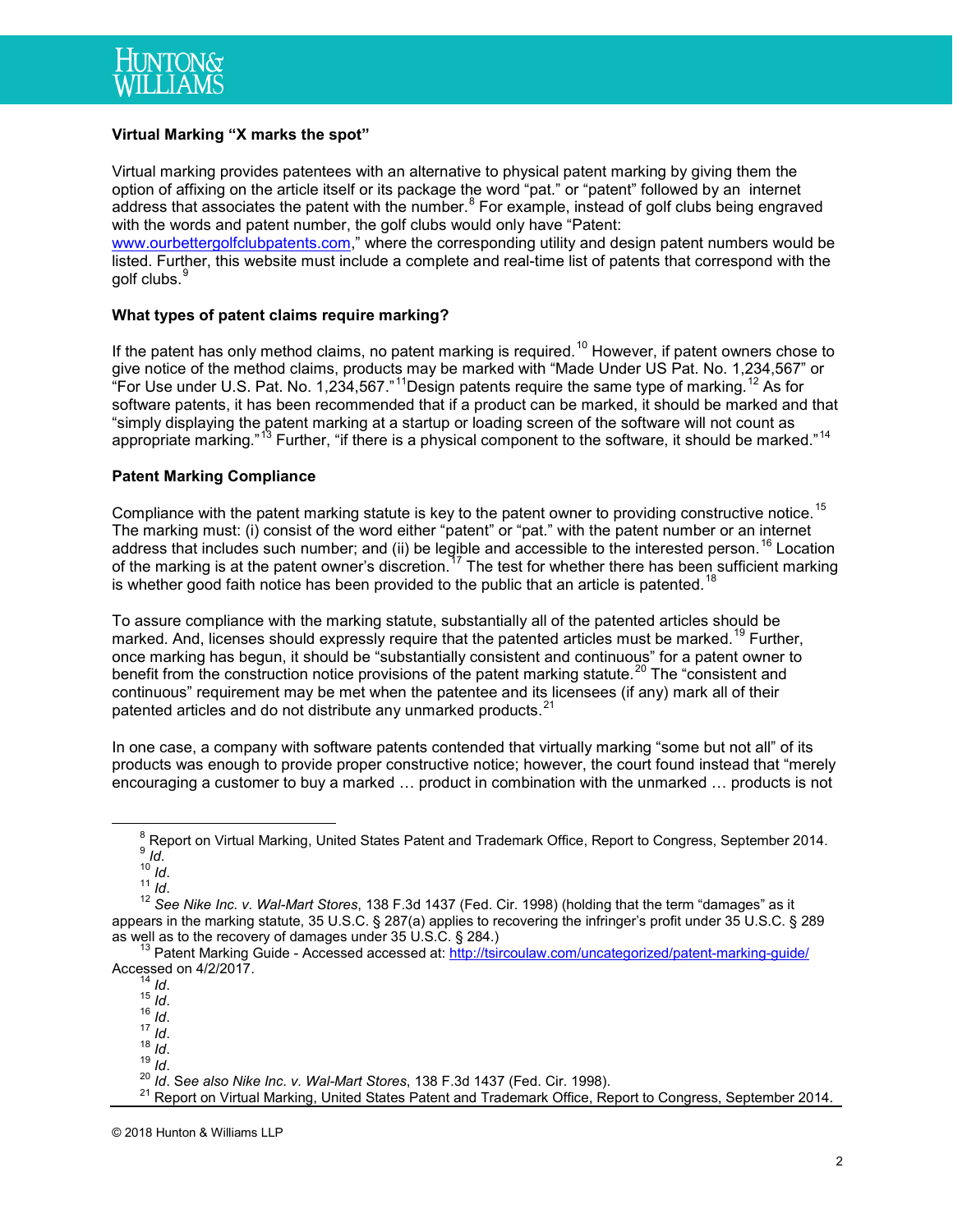**Virtual Marking "X marks the spot"**

Virtual marking provides patentees with an alternative to physical patent marking by giving them the option of affixing on the article itself or its package the word "pat." or "patent" followed by an internet address that associates the patent with the number.[8] For example, instead of golf clubs being engraved with the words and patent number, the golf clubs would only have "Patent: www.ourbettergolfclubpatents.com," where the corresponding utility and design patent numbers would be listed. Further, this website must include a complete and real-time list of patents that correspond with the golf clubs.[9]

**What types of patent claims require marking?**

If the patent has only method claims, no patent marking is required.[10] However, if patent owners chose to give notice of the method claims, products may be marked with "Made Under US Pat. No. 1,234,567" or "For Use under U.S. Pat. No. 1,234,567."[11]Design patents require the same type of marking.[12] As for software patents, it has been recommended that if a product can be marked, it should be marked and that "simply displaying the patent marking at a startup or loading screen of the software will not count as appropriate marking."[13] Further, "if there is a physical component to the software, it should be marked."[14]

**Patent Marking Compliance**

Compliance with the patent marking statute is key to the patent owner to providing constructive notice.[15] The marking must: (i) consist of the word either "patent" or "pat." with the patent number or an internet address that includes such number; and (ii) be legible and accessible to the interested person.[16] Location of the marking is at the patent owner's discretion.[17] The test for whether there has been sufficient marking is whether good faith notice has been provided to the public that an article is patented.[18]

To assure compliance with the marking statute, substantially all of the patented articles should be marked. And, licenses should expressly require that the patented articles must be marked.[19] Further, once marking has begun, it should be "substantially consistent and continuous" for a patent owner to benefit from the construction notice provisions of the patent marking statute.[20] The "consistent and continuous" requirement may be met when the patentee and its licensees (if any) mark all of their patented articles and do not distribute any unmarked products.[21]

In one case, a company with software patents contended that virtually marking "some but not all" of its products was enough to provide proper constructive notice; however, the court found instead that "merely encouraging a customer to buy a marked … product in combination with the unmarked … products is not

---

[8] Report on Virtual Marking, United States Patent and Trademark Office, Report to Congress, September 2014.
[9] *Id*.
[10] *Id*.
[11] *Id*.
[12] *See Nike Inc. v. Wal-Mart Stores*, 138 F.3d 1437 (Fed. Cir. 1998) (holding that the term "damages" as it appears in the marking statute, 35 U.S.C. § 287(a) applies to recovering the infringer's profit under 35 U.S.C. § 289 as well as to the recovery of damages under 35 U.S.C. § 284.)
[13] Patent Marking Guide - Accessed accessed at: http://tsircoulaw.com/uncategorized/patent-marking-guide/ Accessed on 4/2/2017.
[14] *Id*.
[15] *Id*.
[16] *Id*.
[17] *Id*.
[18] *Id*.
[19] *Id*.
[20] *Id*. *See also Nike Inc. v. Wal-Mart Stores*, 138 F.3d 1437 (Fed. Cir. 1998).
[21] Report on Virtual Marking, United States Patent and Trademark Office, Report to Congress, September 2014.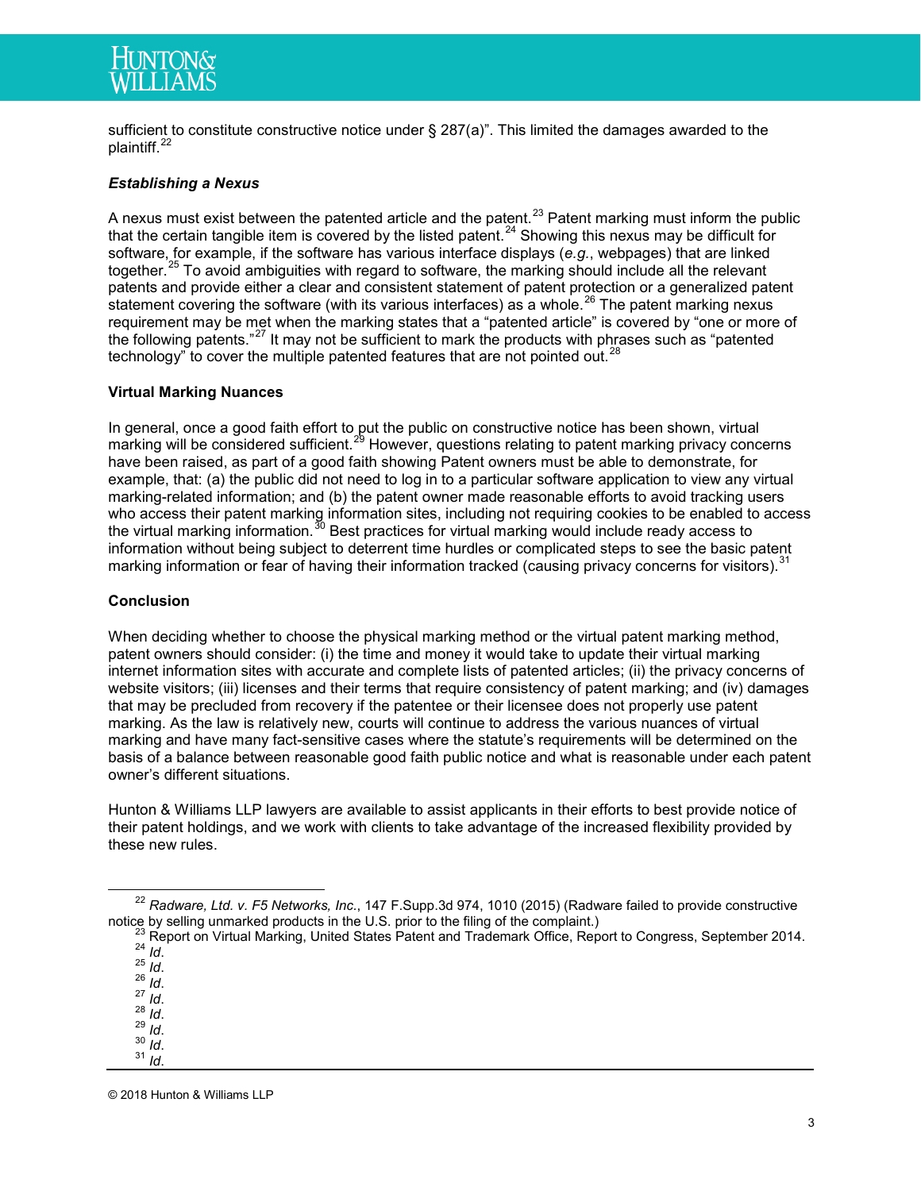sufficient to constitute constructive notice under § 287(a)". This limited the damages awarded to the plaintiff.[22]

***Establishing a Nexus***

A nexus must exist between the patented article and the patent.[23] Patent marking must inform the public that the certain tangible item is covered by the listed patent.[24] Showing this nexus may be difficult for software, for example, if the software has various interface displays (*e.g.*, webpages) that are linked together.[25] To avoid ambiguities with regard to software, the marking should include all the relevant patents and provide either a clear and consistent statement of patent protection or a generalized patent statement covering the software (with its various interfaces) as a whole.[26] The patent marking nexus requirement may be met when the marking states that a "patented article" is covered by "one or more of the following patents."[27] It may not be sufficient to mark the products with phrases such as "patented technology" to cover the multiple patented features that are not pointed out.[28]

**Virtual Marking Nuances**

In general, once a good faith effort to put the public on constructive notice has been shown, virtual marking will be considered sufficient.[29] However, questions relating to patent marking privacy concerns have been raised, as part of a good faith showing Patent owners must be able to demonstrate, for example, that: (a) the public did not need to log in to a particular software application to view any virtual marking-related information; and (b) the patent owner made reasonable efforts to avoid tracking users who access their patent marking information sites, including not requiring cookies to be enabled to access the virtual marking information.[30] Best practices for virtual marking would include ready access to information without being subject to deterrent time hurdles or complicated steps to see the basic patent marking information or fear of having their information tracked (causing privacy concerns for visitors).[31]

**Conclusion**

When deciding whether to choose the physical marking method or the virtual patent marking method, patent owners should consider: (i) the time and money it would take to update their virtual marking internet information sites with accurate and complete lists of patented articles; (ii) the privacy concerns of website visitors; (iii) licenses and their terms that require consistency of patent marking; and (iv) damages that may be precluded from recovery if the patentee or their licensee does not properly use patent marking. As the law is relatively new, courts will continue to address the various nuances of virtual marking and have many fact-sensitive cases where the statute's requirements will be determined on the basis of a balance between reasonable good faith public notice and what is reasonable under each patent owner's different situations.

Hunton & Williams LLP lawyers are available to assist applicants in their efforts to best provide notice of their patent holdings, and we work with clients to take advantage of the increased flexibility provided by these new rules.

---

[22] *Radware, Ltd. v. F5 Networks, Inc.*, 147 F.Supp.3d 974, 1010 (2015) (Radware failed to provide constructive notice by selling unmarked products in the U.S. prior to the filing of the complaint.)

[23] Report on Virtual Marking, United States Patent and Trademark Office, Report to Congress, September 2014.

[24] *Id*.

[25] *Id*.

[26] *Id*.

[27] *Id*.

[28] *Id*.

[29] *Id*.

[30] *Id*.

[31] *Id*.

© 2018 Hunton & Williams LLP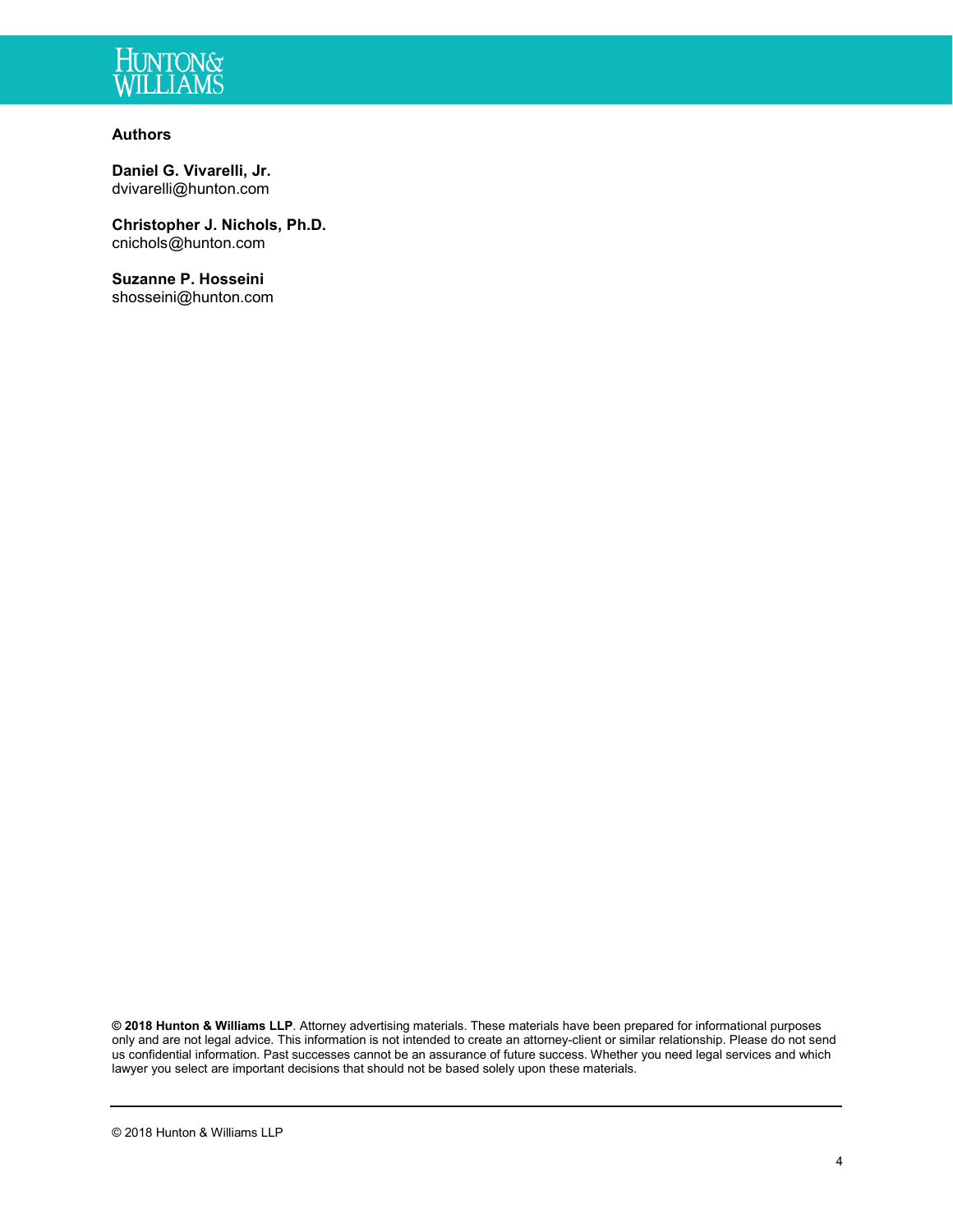**Authors**

**Daniel G. Vivarelli, Jr.**
dvivarelli@hunton.com

**Christopher J. Nichols, Ph.D.**
cnichols@hunton.com

**Suzanne P. Hosseini**
shosseini@hunton.com

**© 2018 Hunton & Williams LLP**. Attorney advertising materials. These materials have been prepared for informational purposes only and are not legal advice. This information is not intended to create an attorney-client or similar relationship. Please do not send us confidential information. Past successes cannot be an assurance of future success. Whether you need legal services and which lawyer you select are important decisions that should not be based solely upon these materials.